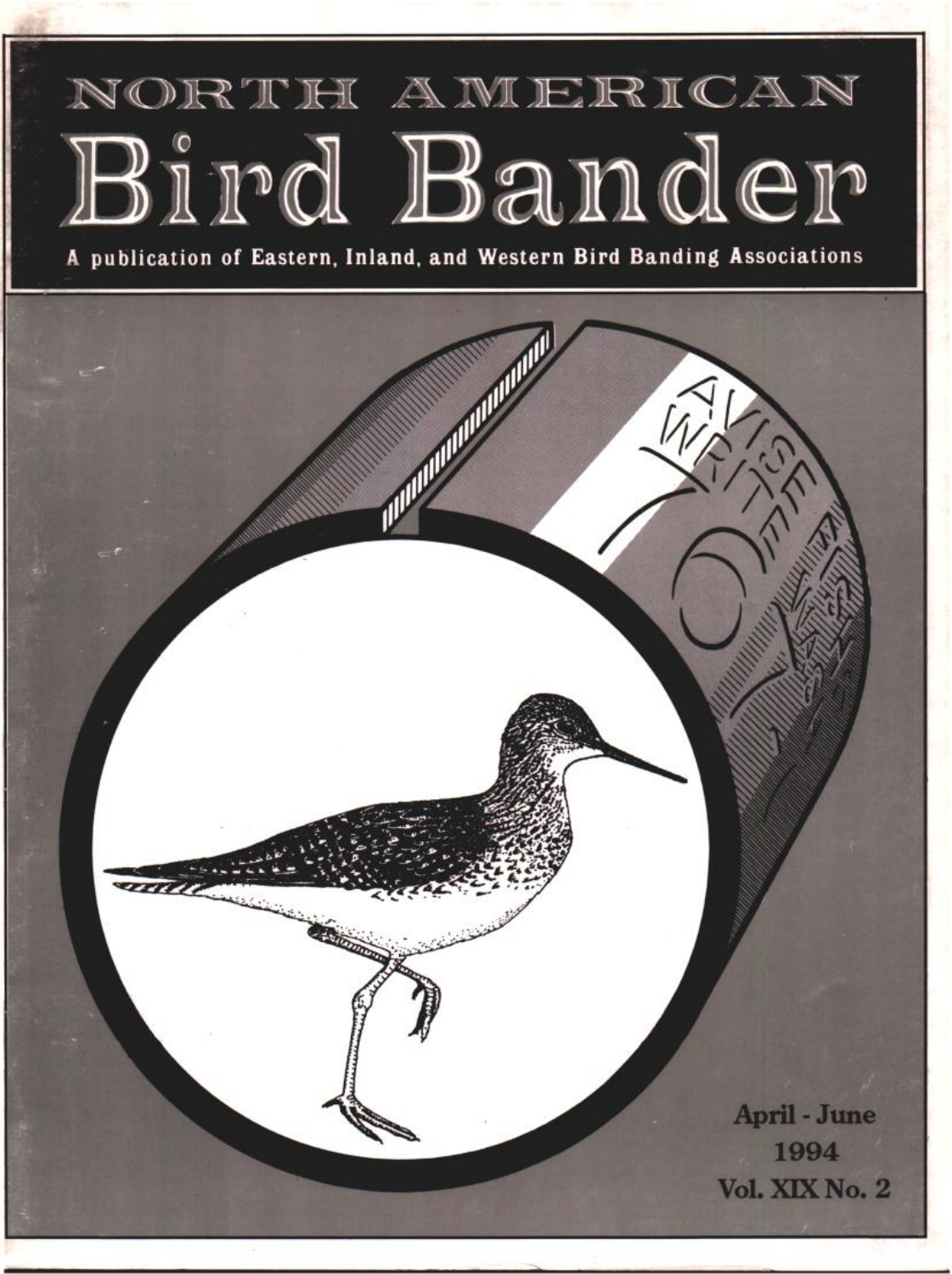# NORTH AMERICAN
# Bird Bander

**A publication of Eastern, Inland, and Western Bird Banding Associations**

**April - June**
**1994**
**Vol. XIX No. 2**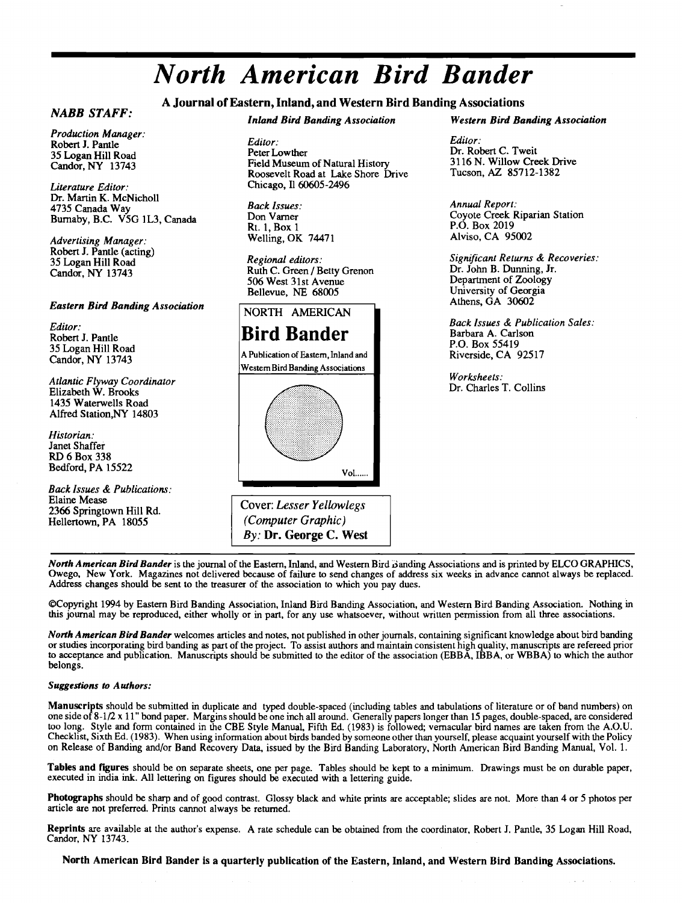# North American Bird Bander

**A Journal of Eastern, Inland, and Western Bird Banding Associations**

### *NABB STAFF:*

*Production Manager:*
Robert J. Pantle
35 Logan Hill Road
Candor, NY 13743

*Literature Editor:*
Dr. Martin K. McNicholl
4735 Canada Way
Burnaby, B.C. V5G 1L3, Canada

*Advertising Manager:*
Robert J. Pantle (acting)
35 Logan Hill Road
Candor, NY 13743

### *Eastern Bird Banding Association*

*Editor:*
Robert J. Pantle
35 Logan Hill Road
Candor, NY 13743

*Atlantic Flyway Coordinator*
Elizabeth W. Brooks
1435 Waterwells Road
Alfred Station, NY 14803

*Historian:*
Janet Shaffer
RD 6 Box 338
Bedford, PA 15522

*Back Issues & Publications:*
Elaine Mease
2366 Springtown Hill Rd.
Hellertown, PA 18055

### *Inland Bird Banding Association*

*Editor:*
Peter Lowther
Field Museum of Natural History
Roosevelt Road at Lake Shore Drive
Chicago, Il 60605-2496

*Back Issues:*
Don Varner
Rt. 1, Box 1
Welling, OK 74471

*Regional editors:*
Ruth C. Green / Betty Grenon
506 West 31st Avenue
Bellevue, NE 68005

NORTH AMERICAN
**Bird Bander**
A Publication of Eastern, Inland and Western Bird Banding Associations

Vol......

Cover: *Lesser Yellowlegs*
*(Computer Graphic)*
*By:* **Dr. George C. West**

### *Western Bird Banding Association*

*Editor:*
Dr. Robert C. Tweit
3116 N. Willow Creek Drive
Tucson, AZ 85712-1382

*Annual Report:*
Coyote Creek Riparian Station
P.O. Box 2019
Alviso, CA 95002

*Significant Returns & Recoveries:*
Dr. John B. Dunning, Jr.
Department of Zoology
University of Georgia
Athens, GA 30602

*Back Issues & Publication Sales:*
Barbara A. Carlson
P.O. Box 55419
Riverside, CA 92517

*Worksheets:*
Dr. Charles T. Collins

---

***North American Bird Bander*** is the journal of the Eastern, Inland, and Western Bird Banding Associations and is printed by ELCO GRAPHICS, Owego, New York. Magazines not delivered because of failure to send changes of address six weeks in advance cannot always be replaced. Address changes should be sent to the treasurer of the association to which you pay dues.

©Copyright 1994 by Eastern Bird Banding Association, Inland Bird Banding Association, and Western Bird Banding Association. Nothing in this journal may be reproduced, either wholly or in part, for any use whatsoever, without written permission from all three associations.

***North American Bird Bander*** welcomes articles and notes, not published in other journals, containing significant knowledge about bird banding or studies incorporating bird banding as part of the project. To assist authors and maintain consistent high quality, manuscripts are refereed prior to acceptance and publication. Manuscripts should be submitted to the editor of the association (EBBA, IBBA, or WBBA) to which the author belongs.

#### *Suggestions to Authors:*

**Manuscripts** should be submitted in duplicate and typed double-spaced (including tables and tabulations of literature or of band numbers) on one side of 8-1/2 x 11" bond paper. Margins should be one inch all around. Generally papers longer than 15 pages, double-spaced, are considered too long. Style and form contained in the CBE Style Manual, Fifth Ed. (1983) is followed; vernacular bird names are taken from the A.O.U. Checklist, Sixth Ed. (1983). When using information about birds banded by someone other than yourself, please acquaint yourself with the Policy on Release of Banding and/or Band Recovery Data, issued by the Bird Banding Laboratory, North American Bird Banding Manual, Vol. 1.

**Tables and figures** should be on separate sheets, one per page. Tables should be kept to a minimum. Drawings must be on durable paper, executed in india ink. All lettering on figures should be executed with a lettering guide.

**Photographs** should be sharp and of good contrast. Glossy black and white prints are acceptable; slides are not. More than 4 or 5 photos per article are not preferred. Prints cannot always be returned.

**Reprints** are available at the author's expense. A rate schedule can be obtained from the coordinator, Robert J. Pantle, 35 Logan Hill Road, Candor, NY 13743.

**North American Bird Bander is a quarterly publication of the Eastern, Inland, and Western Bird Banding Associations.**